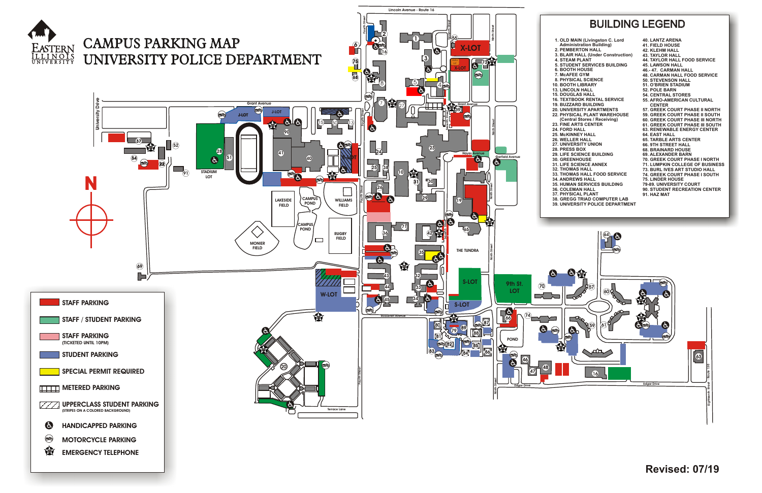# Eastern Illinois University

# CAMPUS PARKING MAP
# UNIVERSITY POLICE DEPARTMENT

## BUILDING LEGEND

1. OLD MAIN (Livingston C. Lord Administration Building)
2. PEMBERTON HALL
3. BLAIR HALL (Under Construction)
4. STEAM PLANT
5. STUDENT SERVICES BUILDING
6. BOOTH HOUSE
7. McAFEE GYM
8. PHYSICAL SCIENCE
10. BOOTH LIBRARY
13. LINCOLN HALL
15. DOUGLAS HALL
16. TEXTBOOK RENTAL SERVICE
19. BUZZARD BUILDING
20. UNIVERSITY APARTMENTS
22. PHYSICAL PLANT WAREHOUSE (Central Stores / Receiving)
23. FINE ARTS CENTER
24. FORD HALL
25. McKINNEY HALL
26. WELLER HALL
27. UNIVERSITY UNION
28. PRESS BOX
29. LIFE SCIENCE BUILDING
30. GREENHOUSE
31. LIFE SCIENCE ANNEX
32. THOMAS HALL
33. THOMAS HALL FOOD SERVICE
34. ANDREWS HALL
35. HUMAN SERVICES BUILDING
36. COLEMAN HALL
37. PHYSICAL PLANT
38. GREGG TRIAD COMPUTER LAB
39. UNIVERSITY POLICE DEPARTMENT
40. LANTZ ARENA
41. FIELD HOUSE
42. KLEHM HALL
43. TAYLOR HALL
44. TAYLOR HALL FOOD SERVICE
45. LAWSON HALL
46.- 47. CARMAN HALL
48. CARMAN HALL FOOD SERVICE
50. STEVENSON HALL
51. O'BRIEN STADIUM
52. POLE BARN
54. CENTRAL STORES
55. AFRO-AMERICAN CULTURAL CENTER
57. GREEK COURT PHASE II NORTH
59. GREEK COURT PHASE II SOUTH
60. GREEK COURT PHASE III NORTH
61. GREEK COURT PHASE III SOUTH
63. RENEWABLE ENERGY CENTER
64. EAST HALL
65. TARBLE ARTS CENTER
66. 9TH STREET HALL
68. BRAINARD HOUSE
69. ALEXANDER BARN
70. GREEK COURT PHASE I NORTH
71. LUMPKIN COLLEGE OF BUSINESS
73. BURL IVES ART STUDIO HALL
74. GREEK COURT PHASE I SOUTH
75. LINDER HOUSE
79-89. UNIVERSITY COURT
90. STUDENT RECREATION CENTER
91. HAZ MAT

## Map Legend

- STAFF PARKING
- STAFF / STUDENT PARKING
- STAFF PARKING (TICKETED UNTIL 10PM)
- STUDENT PARKING
- SPECIAL PERMIT REQUIRED
- METERED PARKING
- UPPERCLASS STUDENT PARKING (STRIPES ON A COLORED BACKGROUND)
- HANDICAPPED PARKING
- MOTORCYCLE PARKING
- EMERGENCY TELEPHONE

Revised: 07/19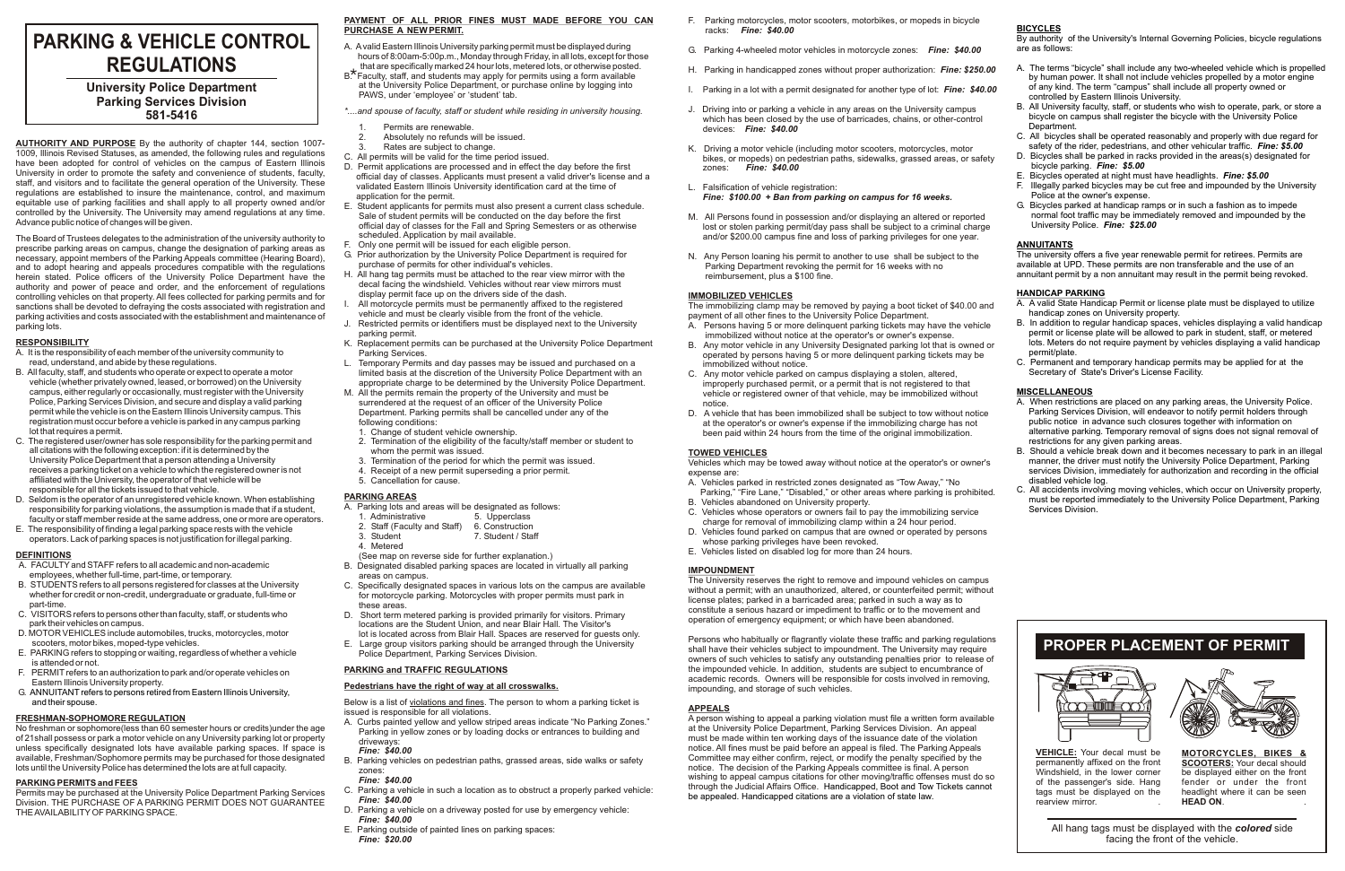# PARKING & VEHICLE CONTROL REGULATIONS

**University Police Department**
**Parking Services Division**
**581-5416**

**AUTHORITY AND PURPOSE** By the authority of chapter 144, section 1007-1009, Illinois Revised Statutes, as amended, the following rules and regulations have been adopted for control of vehicles on the campus of Eastern Illinois University in order to promote the safety and convenience of students, faculty, staff, and visitors and to facilitate the general operation of the University. These regulations are established to insure the maintenance, control, and maximum equitable use of parking facilities and shall apply to all property owned and/or controlled by the University. The University may amend regulations at any time. Advance public notice of changes will be given.

The Board of Trustees delegates to the administration of the university authority to prescribe parking areas on campus, change the designation of parking areas as necessary, appoint members of the Parking Appeals committee (Hearing Board), and to adopt hearing and appeals procedures compatible with the regulations herein stated. Police officers of the University Police Department have the authority and power of peace and order, and the enforcement of regulations controlling vehicles on that property. All fees collected for parking permits and for sanctions shall be devoted to defraying the costs associated with registration and parking activities and costs associated with the establishment and maintenance of parking lots.

## RESPONSIBILITY

A. It is the responsibility of each member of the university community to read, understand, and abide by these regulations.
B. All faculty, staff, and students who operate or expect to operate a motor vehicle (whether privately owned, leased, or borrowed) on the University campus, either regularly or occasionally, must register with the University Police, Parking Services Division, and secure and display a valid parking permit while the vehicle is on the Eastern Illinois University campus. This registration must occur before a vehicle is parked in any campus parking lot that requires a permit.
C. The registered user/owner has sole responsibility for the parking permit and all citations with the following exception: if it is determined by the University Police Department that a person attending a University receives a parking ticket on a vehicle to which the registered owner is not affiliated with the University, the operator of that vehicle will be responsible for all the tickets issued to that vehicle.
D. Seldom is the operator of an unregistered vehicle known. When establishing responsibility for parking violations, the assumption is made that if a student, faculty or staff member reside at the same address, one or more are operators.
E. The responsibility of finding a legal parking space rests with the vehicle operators. Lack of parking spaces is not justification for illegal parking.

## DEFINITIONS

A. FACULTY and STAFF refers to all academic and non-academic employees, whether full-time, part-time, or temporary.
B. STUDENTS refers to all persons registered for classes at the University whether for credit or non-credit, undergraduate or graduate, full-time or part-time.
C. VISITORS refers to persons other than faculty, staff, or students who park their vehicles on campus.
D. MOTOR VEHICLES include automobiles, trucks, motorcycles, motor scooters, motor bikes, moped-type vehicles.
E. PARKING refers to stopping or waiting, regardless of whether a vehicle is attended or not.
F. PERMIT refers to an authorization to park and/or operate vehicles on Eastern Illinois University property.
G. ANNUITANT refers to persons retired from Eastern Illinois University, and their spouse.

## FRESHMAN-SOPHOMORE REGULATION

No freshman or sophomore(less than 60 semester hours or credits)under the age of 21shall possess or park a motor vehicle on any University parking lot or property unless specifically designated lots have available parking spaces. If space is available, Freshman/Sophomore permits may be purchased for those designated lots until the University Police has determined the lots are at full capacity.

## PARKING PERMITS and FEES

Permits may be purchased at the University Police Department Parking Services Division. THE PURCHASE OF A PARKING PERMIT DOES NOT GUARANTEE THE AVAILABILITY OF PARKING SPACE.

**PAYMENT OF ALL PRIOR FINES MUST MADE BEFORE YOU CAN PURCHASE A NEW PERMIT.**

A. A valid Eastern Illinois University parking permit must be displayed during hours of 8:00am-5:00p.m., Monday through Friday, in all lots, except for those that are specifically marked 24 hour lots, metered lots, or otherwise posted.
B.* Faculty, staff, and students may apply for permits using a form available at the University Police Department, or purchase online by logging into PAWS, under 'employee' or 'student' tab.

*...and spouse of faculty, staff or student while residing in university housing.*

1. Permits are renewable.
2. Absolutely no refunds will be issued.
3. Rates are subject to change.

C. All permits will be valid for the time period issued.
D. Permit applications are processed and in effect the day before the first official day of classes. Applicants must present a valid driver's license and a validated Eastern Illinois University identification card at the time of application for the permit.
E. Student applicants for permits must also present a current class schedule. Sale of student permits will be conducted on the day before the first official day of classes for the Fall and Spring Semesters or as otherwise scheduled. Application by mail available.
F. Only one permit will be issued for each eligible person.
G. Prior authorization by the University Police Department is required for purchase of permits for other individual's vehicles.
H. All hang tag permits must be attached to the rear view mirror with the decal facing the windshield. Vehicles without rear view mirrors must display permit face up on the drivers side of the dash.
I. All motorcycle permits must be permanently affixed to the registered vehicle and must be clearly visible from the front of the vehicle.
J. Restricted permits or identifiers must be displayed next to the University parking permit.
K. Replacement permits can be purchased at the University Police Department Parking Services.
L. Temporary Permits and day passes may be issued and purchased on a limited basis at the discretion of the University Police Department with an appropriate charge to be determined by the University Police Department.
M. All the permits remain the property of the University and must be surrendered at the request of an officer of the University Police Department. Parking permits shall be cancelled under any of the following conditions:
1. Change of student vehicle ownership.
2. Termination of the eligibility of the faculty/staff member or student to whom the permit was issued.
3. Termination of the period for which the permit was issued.
4. Receipt of a new permit superseding a prior permit.
5. Cancellation for cause.

## PARKING AREAS

A. Parking lots and areas will be designated as follows:
1. Administrative
2. Staff (Faculty and Staff)
3. Student
4. Metered
5. Upperclass
6. Construction
7. Student / Staff

(See map on reverse side for further explanation.)

B. Designated disabled parking spaces are located in virtually all parking areas on campus.
C. Specifically designated spaces in various lots on the campus are available for motorcycle parking. Motorcycles with proper permits must park in these areas.
D. Short term metered parking is provided primarily for visitors. Primary locations are the Student Union, and near Blair Hall. The Visitor's lot is located across from Blair Hall. Spaces are reserved for guests only.
E. Large group visitors parking should be arranged through the University Police Department, Parking Services Division.

## PARKING and TRAFFIC REGULATIONS

**Pedestrians have the right of way at all crosswalks.**

Below is a list of violations and fines. The person to whom a parking ticket is issued is responsible for all violations.

A. Curbs painted yellow and yellow striped areas indicate "No Parking Zones." Parking in yellow zones or by loading docks or entrances to building and driveways: ***Fine: $40.00***
B. Parking vehicles on pedestrian paths, grassed areas, side walks or safety zones: ***Fine: $40.00***
C. Parking a vehicle in such a location as to obstruct a properly parked vehicle: ***Fine: $40.00***
D. Parking a vehicle on a driveway posted for use by emergency vehicle: ***Fine: $40.00***
E. Parking outside of painted lines on parking spaces: ***Fine: $20.00***
F. Parking motorcycles, motor scooters, motorbikes, or mopeds in bicycle racks: ***Fine: $40.00***
G. Parking 4-wheeled motor vehicles in motorcycle zones: ***Fine: $40.00***
H. Parking in handicapped zones without proper authorization: ***Fine: $250.00***
I. Parking in a lot with a permit designated for another type of lot: ***Fine: $40.00***
J. Driving into or parking a vehicle in any areas on the University campus which has been closed by the use of barricades, chains, or other-control devices: ***Fine: $40.00***
K. Driving a motor vehicle (including motor scooters, motorcycles, motor bikes, or mopeds) on pedestrian paths, sidewalks, grassed areas, or safety zones: ***Fine: $40.00***
L. Falsification of vehicle registration: ***Fine: $100.00 + Ban from parking on campus for 16 weeks.***
M. All Persons found in possession and/or displaying an altered or reported lost or stolen parking permit/day pass shall be subject to a criminal charge and/or $200.00 campus fine and loss of parking privileges for one year.
N. Any Person loaning his permit to another to use shall be subject to the Parking Department revoking the permit for 16 weeks with no reimbursement, plus a $100 fine.

## IMMOBILIZED VEHICLES

The immobilizing clamp may be removed by paying a boot ticket of $40.00 and payment of all other fines to the University Police Department.

A. Persons having 5 or more delinquent parking tickets may have the vehicle immobilized without notice at the operator's or owner's expense.
B. Any motor vehicle in any University Designated parking lot that is owned or operated by persons having 5 or more delinquent parking tickets may be immobilized without notice.
C. Any motor vehicle parked on campus displaying a stolen, altered, improperly purchased permit, or a permit that is not registered to that vehicle or registered owner of that vehicle, may be immobilized without notice.
D. A vehicle that has been immobilized shall be subject to tow without notice at the operator's or owner's expense if the immobilizing charge has not been paid within 24 hours from the time of the original immobilization.

## TOWED VEHICLES

Vehicles which may be towed away without notice at the operator's or owner's expense are:

A. Vehicles parked in restricted zones designated as "Tow Away," "No Parking," "Fire Lane," "Disabled," or other areas where parking is prohibited.
B. Vehicles abandoned on University property.
C. Vehicles whose operators or owners fail to pay the immobilizing service charge for removal of immobilizing clamp within a 24 hour period.
D. Vehicles found parked on campus that are owned or operated by persons whose parking privileges have been revoked.
E. Vehicles listed on disabled log for more than 24 hours.

## IMPOUNDMENT

The University reserves the right to remove and impound vehicles on campus without a permit; with an unauthorized, altered, or counterfeited permit; without license plates; parked in a barricaded area; parked in such a way as to constitute a serious hazard or impediment to traffic or to the movement and operation of emergency equipment; or which have been abandoned.

Persons who habitually or flagrantly violate these traffic and parking regulations shall have their vehicles subject to impoundment. The University may require owners of such vehicles to satisfy any outstanding penalties prior to release of the impounded vehicle. In addition, students are subject to encumbrance of academic records. Owners will be responsible for costs involved in removing, impounding, and storage of such vehicles.

## APPEALS

A person wishing to appeal a parking violation must file a written form available at the University Police Department, Parking Services Division. An appeal must be made within ten working days of the issuance date of the violation notice. All fines must be paid before an appeal is filed. The Parking Appeals Committee may either confirm, reject, or modify the penalty specified by the notice. The decision of the Parking Appeals committee is final. A person wishing to appeal campus citations for other moving/traffic offenses must do so through the Judicial Affairs Office. Handicapped, Boot and Tow Tickets cannot be appealed. Handicapped citations are a violation of state law.

## BICYCLES

By authority of the University's Internal Governing Policies, bicycle regulations are as follows:

A. The terms "bicycle" shall include any two-wheeled vehicle which is propelled by human power. It shall not include vehicles propelled by a motor engine of any kind. The term "campus" shall include all property owned or controlled by Eastern Illinois University.
B. All University faculty, staff, or students who wish to operate, park, or store a bicycle on campus shall register the bicycle with the University Police Department.
C. All bicycles shall be operated reasonably and properly with due regard for safety of the rider, pedestrians, and other vehicular traffic. ***Fine: $5.00***
D. Bicycles shall be parked in racks provided in the area(s) designated for bicycle parking. ***Fine: $5.00***
E. Bicycles operated at night must have headlights. ***Fine: $5.00***
F. Illegally parked bicycles may be cut free and impounded by the University Police at the owner's expense.
G. Bicycles parked at handicap ramps or in such a fashion as to impede normal foot traffic may be immediately removed and impounded by the University Police. ***Fine: $25.00***

## ANNUITANTS

The university offers a five year renewable permit for retirees. Permits are available at UPD. These permits are non transferable and the use of an annuitant permit by a non annuitant may result in the permit being revoked.

## HANDICAP PARKING

A. A valid State Handicap Permit or license plate must be displayed to utilize handicap zones on University property.
B. In addition to regular handicap spaces, vehicles displaying a valid handicap permit or license plate will be allowed to park in student, staff, or metered lots. Meters do not require payment by vehicles displaying a valid handicap permit/plate.
C. Permanent and temporary handicap permits may be applied for at the Secretary of State's Driver's License Facility.

## MISCELLANEOUS

A. When restrictions are placed on any parking areas, the University Police. Parking Services Division, will endeavor to notify permit holders through public notice in advance such closures together with information on alternative parking. Temporary removal of signs does not signal removal of restrictions for any given parking areas.
B. Should a vehicle break down and it becomes necessary to park in an illegal manner, the driver must notify the University Police Department, Parking services Division, immediately for authorization and recording in the official disabled vehicle log.
C. All accidents involving moving vehicles, which occur on University property, must be reported immediately to the University Police Department, Parking Services Division.

## PROPER PLACEMENT OF PERMIT

**VEHICLE:** Your decal must be permanently affixed on the front Windshield, in the lower corner of the passenger's side. Hang tags must be displayed on the rearview mirror.

**MOTORCYCLES, BIKES & SCOOTERS:** Your decal should be displayed either on the front fender or under the front headlight where it can be seen **HEAD ON**.

All hang tags must be displayed with the ***colored*** side facing the front of the vehicle.